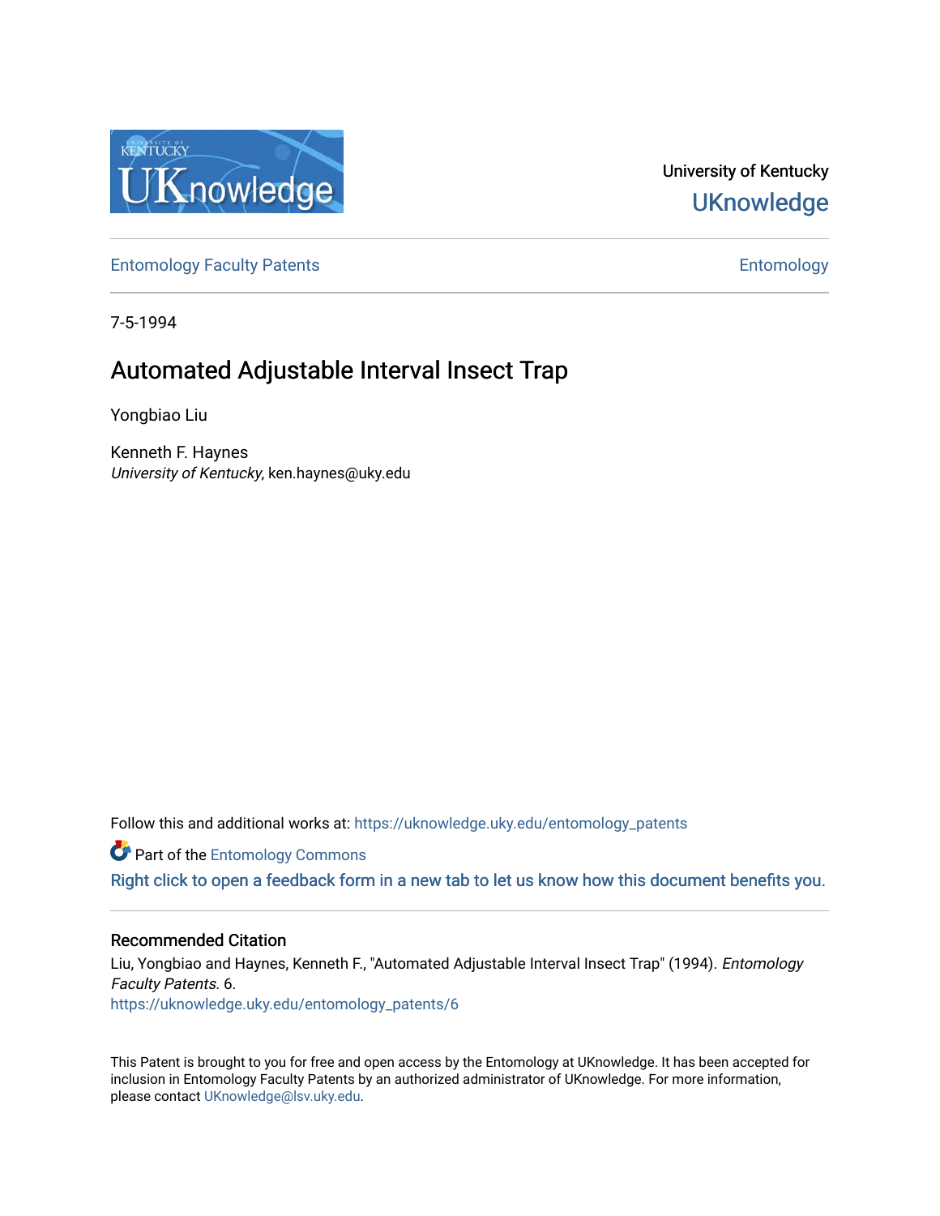University of Kentucky
UKnowledge

Entomology Faculty Patents

Entomology

7-5-1994

# Automated Adjustable Interval Insect Trap

Yongbiao Liu

Kenneth F. Haynes
*University of Kentucky*, ken.haynes@uky.edu

Follow this and additional works at: https://uknowledge.uky.edu/entomology_patents

Part of the Entomology Commons

Right click to open a feedback form in a new tab to let us know how this document benefits you.

## Recommended Citation

Liu, Yongbiao and Haynes, Kenneth F., "Automated Adjustable Interval Insect Trap" (1994). *Entomology Faculty Patents*. 6.
https://uknowledge.uky.edu/entomology_patents/6

This Patent is brought to you for free and open access by the Entomology at UKnowledge. It has been accepted for inclusion in Entomology Faculty Patents by an authorized administrator of UKnowledge. For more information, please contact UKnowledge@lsv.uky.edu.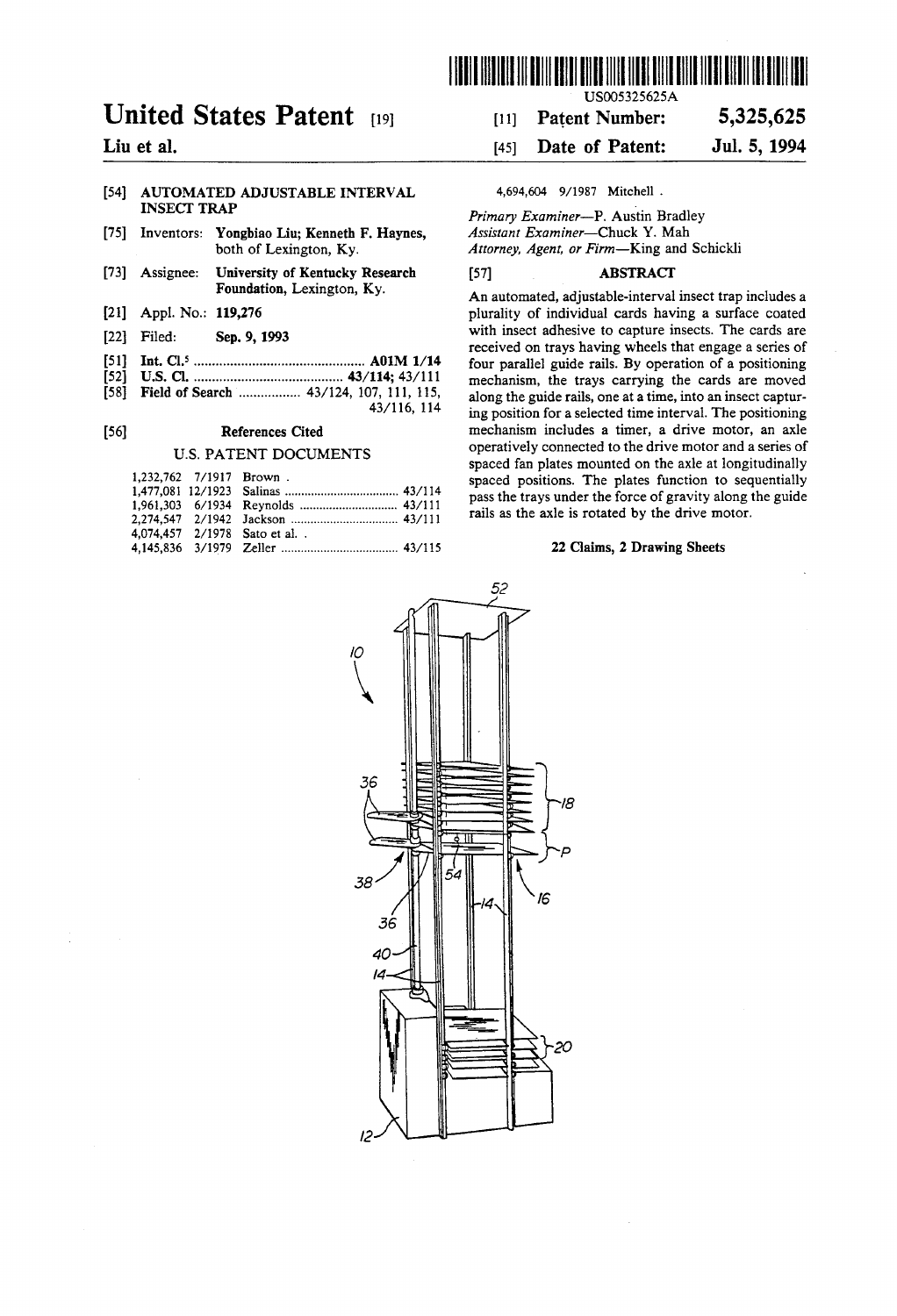# United States Patent [19]

**Liu et al.**

US005325625A

[11] **Patent Number: 5,325,625**

[45] **Date of Patent: Jul. 5, 1994**

[54] **AUTOMATED ADJUSTABLE INTERVAL INSECT TRAP**

[75] Inventors: **Yongbiao Liu; Kenneth F. Haynes,** both of Lexington, Ky.

[73] Assignee: **University of Kentucky Research Foundation,** Lexington, Ky.

[21] Appl. No.: **119,276**

[22] Filed: **Sep. 9, 1993**

[51] **Int. Cl.**[5] ............................................ **A01M 1/14**

[52] **U.S. Cl.** ......................................... **43/114;** 43/111

[58] **Field of Search** ................. 43/124, 107, 111, 115, 43/116, 114

[56] **References Cited**

U.S. PATENT DOCUMENTS

| | | | |
|---|---|---|---|
| 1,232,762 | 7/1917 | Brown . | |
| 1,477,081 | 12/1923 | Salinas | 43/114 |
| 1,961,303 | 6/1934 | Reynolds | 43/111 |
| 2,274,547 | 2/1942 | Jackson | 43/111 |
| 4,074,457 | 2/1978 | Sato et al. . | |
| 4,145,836 | 3/1979 | Zeller | 43/115 |
| 4,694,604 | 9/1987 | Mitchell . | |

*Primary Examiner*—P. Austin Bradley
*Assistant Examiner*—Chuck Y. Mah
*Attorney, Agent, or Firm*—King and Schickli

[57] **ABSTRACT**

An automated, adjustable-interval insect trap includes a plurality of individual cards having a surface coated with insect adhesive to capture insects. The cards are received on trays having wheels that engage a series of four parallel guide rails. By operation of a positioning mechanism, the trays carrying the cards are moved along the guide rails, one at a time, into an insect capturing position for a selected time interval. The positioning mechanism includes a timer, a drive motor, an axle operatively connected to the drive motor and a series of spaced fan plates mounted on the axle at longitudinally spaced positions. The plates function to sequentially pass the trays under the force of gravity along the guide rails as the axle is rotated by the drive motor.

**22 Claims, 2 Drawing Sheets**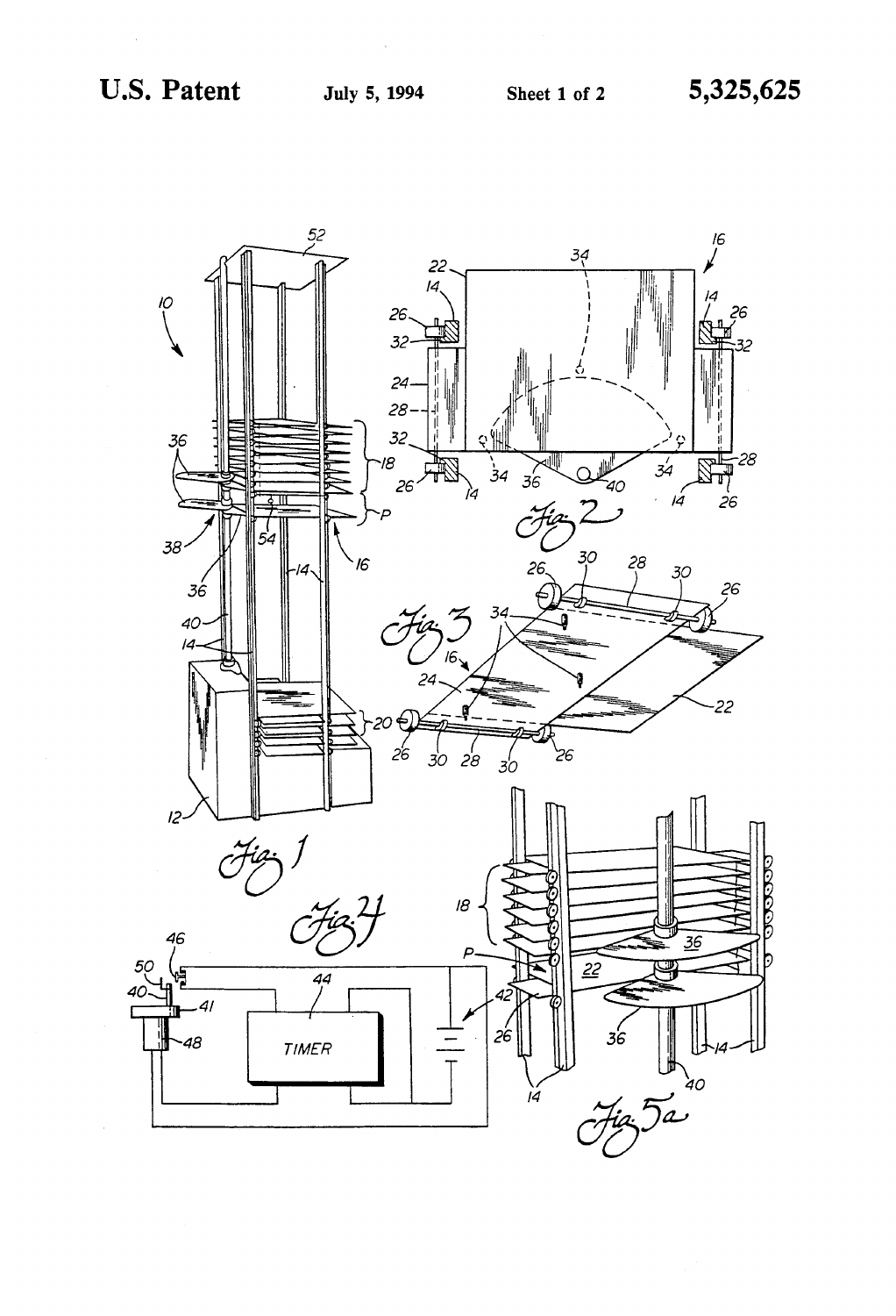Fig. 1

Fig. 2

Fig. 3

Fig. 4

Fig. 5a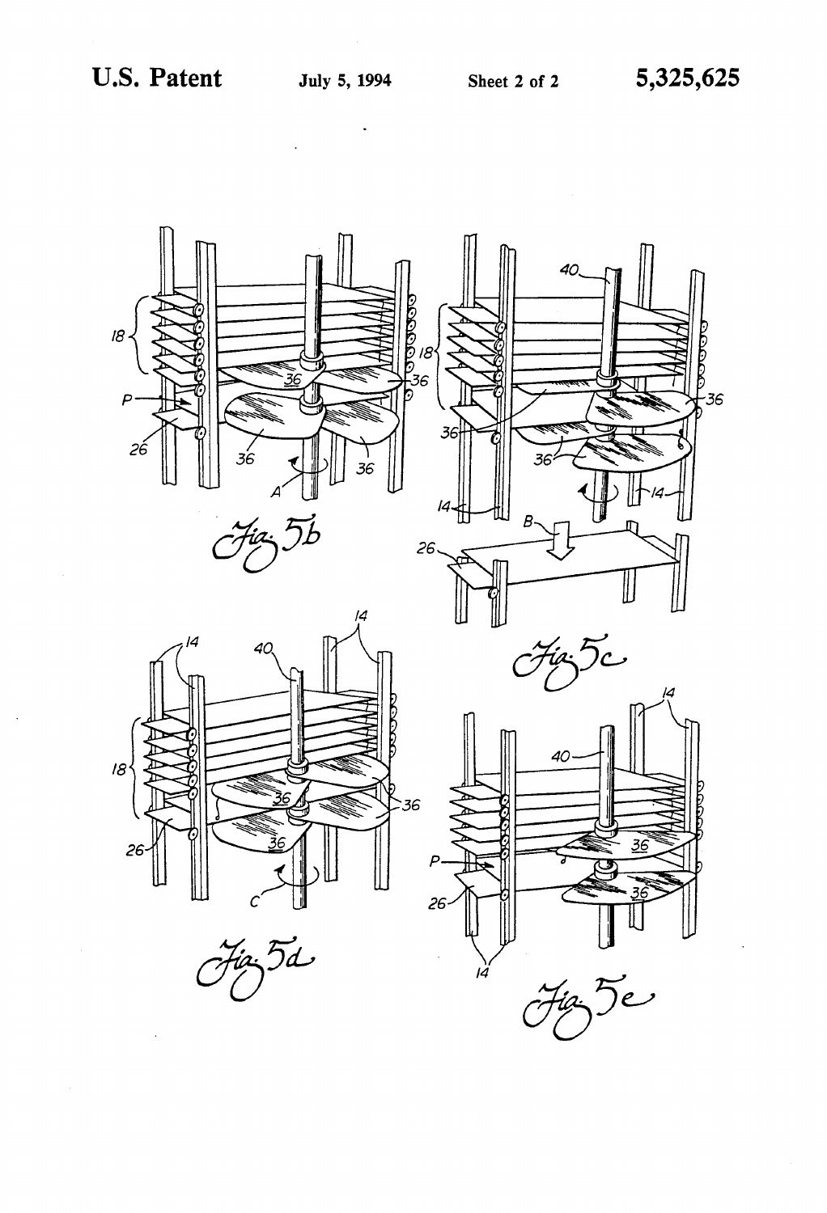Fig. 5b

Fig. 5c

Fig. 5d

Fig. 5e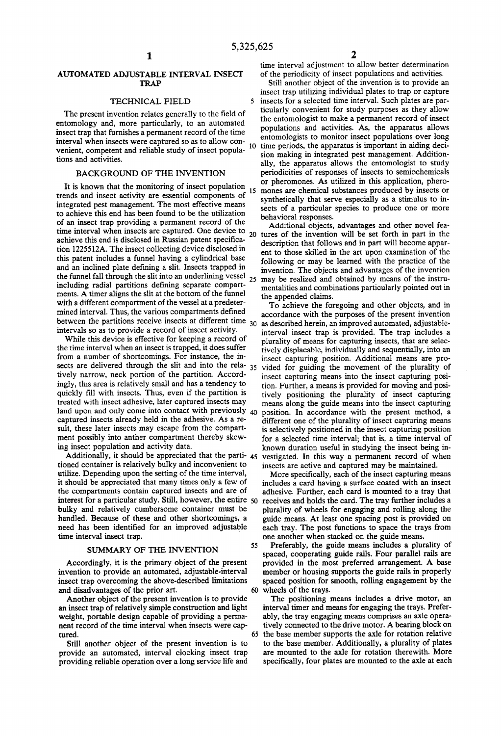# AUTOMATED ADJUSTABLE INTERVAL INSECT TRAP

## TECHNICAL FIELD

The present invention relates generally to the field of entomology and, more particularly, to an automated insect trap that furnishes a permanent record of the time interval when insects were captured so as to allow convenient, competent and reliable study of insect populations and activities.

## BACKGROUND OF THE INVENTION

It is known that the monitoring of insect population trends and insect activity are essential components of integrated pest management. The most effective means to achieve this end has been found to be the utilization of an insect trap providing a permanent record of the time interval when insects are captured. One device to achieve this end is disclosed in Russian patent specification 1225512A. The insect collecting device disclosed in this patent includes a funnel having a cylindrical base and an inclined plate defining a slit. Insects trapped in the funnel fall through the slit into an underlining vessel including radial partitions defining separate compartments. A timer aligns the slit at the bottom of the funnel with a different compartment of the vessel at a predetermined interval. Thus, the various compartments defined between the partitions receive insects at different time intervals so as to provide a record of insect activity.

While this device is effective for keeping a record of the time interval when an insect is trapped, it does suffer from a number of shortcomings. For instance, the insects are delivered through the slit and into the relatively narrow, neck portion of the partition. Accordingly, this area is relatively small and has a tendency to quickly fill with insects. Thus, even if the partition is treated with insect adhesive, later captured insects may land upon and only come into contact with previously captured insects already held in the adhesive. As a result, these later insects may escape from the compartment possibly into anther compartment thereby skewing insect population and activity data.

Additionally, it should be appreciated that the partitioned container is relatively bulky and inconvenient to utilize. Depending upon the setting of the time interval, it should be appreciated that many times only a few of the compartments contain captured insects and are of interest for a particular study. Still, however, the entire bulky and relatively cumbersome container must be handled. Because of these and other shortcomings, a need has been identified for an improved adjustable time interval insect trap.

## SUMMARY OF THE INVENTION

Accordingly, it is the primary object of the present invention to provide an automated, adjustable-interval insect trap overcoming the above-described limitations and disadvantages of the prior art.

Another object of the present invention is to provide an insect trap of relatively simple construction and light weight, portable design capable of providing a permanent record of the time interval when insects were captured.

Still another object of the present invention is to provide an automated, interval clocking insect trap providing reliable operation over a long service life and time interval adjustment to allow better determination of the periodicity of insect populations and activities.

Still another object of the invention is to provide an insect trap utilizing individual plates to trap or capture insects for a selected time interval. Such plates are particularly convenient for study purposes as they allow the entomologist to make a permanent record of insect populations and activities. As, the apparatus allows entomologists to monitor insect populations over long time periods, the apparatus is important in aiding decision making in integrated pest management. Additionally, the apparatus allows the entomologist to study periodicities of responses of insects to semiochemicals or pheromones. As utilized in this application, pheromones are chemical substances produced by insects or synthetically that serve especially as a stimulus to insects of a particular species to produce one or more behavioral responses.

Additional objects, advantages and other novel features of the invention will be set forth in part in the description that follows and in part will become apparent to those skilled in the art upon examination of the following or may be learned with the practice of the invention. The objects and advantages of the invention may be realized and obtained by means of the instrumentalities and combinations particularly pointed out in the appended claims.

To achieve the foregoing and other objects, and in accordance with the purposes of the present invention as described herein, an improved automated, adjustable-interval insect trap is provided. The trap includes a plurality of means for capturing insects, that are selectively displacable, individually and sequentially, into an insect capturing position. Additional means are provided for guiding the movement of the plurality of insect capturing means into the insect capturing position. Further, a means is provided for moving and positively positioning the plurality of insect capturing means along the guide means into the insect capturing position. In accordance with the present method, a different one of the plurality of insect capturing means is selectively positioned in the insect capturing position for a selected time interval; that is, a time interval of known duration useful in studying the insect being investigated. In this way a permanent record of when insects are active and captured may be maintained.

More specifically, each of the insect capturing means includes a card having a surface coated with an insect adhesive. Further, each card is mounted to a tray that receives and holds the card. The tray further includes a plurality of wheels for engaging and rolling along the guide means. At least one spacing post is provided on each tray. The post functions to space the trays from one another when stacked on the guide means.

Preferably, the guide means includes a plurality of spaced, cooperating guide rails. Four parallel rails are provided in the most preferred arrangement. A base member or housing supports the guide rails in properly spaced position for smooth, rolling engagement by the wheels of the trays.

The positioning means includes a drive motor, an interval timer and means for engaging the trays. Preferably, the tray engaging means comprises an axle operatively connected to the drive motor. A bearing block on the base member supports the axle for rotation relative to the base member. Additionally, a plurality of plates are mounted to the axle for rotation therewith. More specifically, four plates are mounted to the axle at each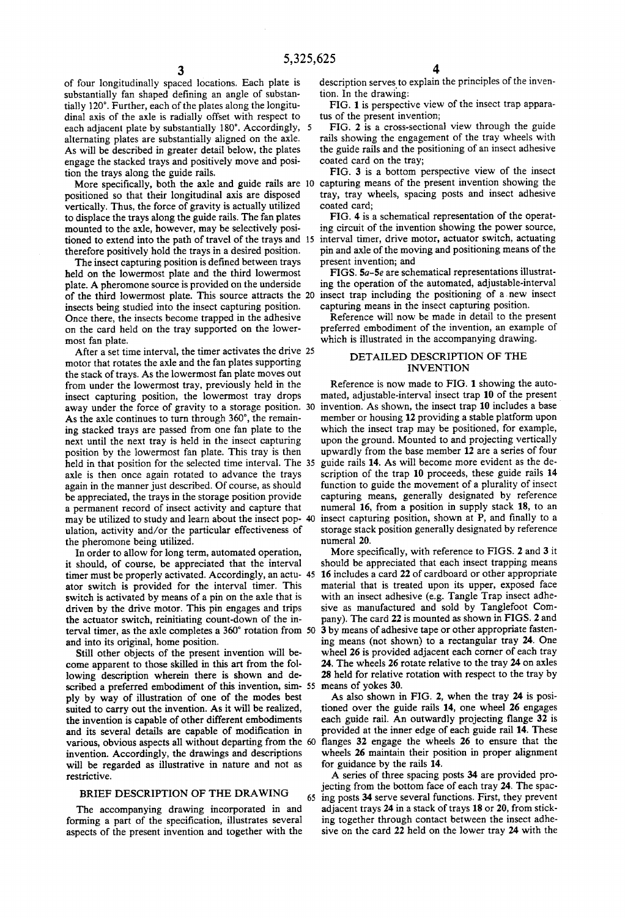of four longitudinally spaced locations. Each plate is substantially fan shaped defining an angle of substantially 120°. Further, each of the plates along the longitudinal axis of the axle is radially offset with respect to each adjacent plate by substantially 180°. Accordingly, alternating plates are substantially aligned on the axle. As will be described in greater detail below, the plates engage the stacked trays and positively move and position the trays along the guide rails.

More specifically, both the axle and guide rails are positioned so that their longitudinal axis are disposed vertically. Thus, the force of gravity is actually utilized to displace the trays along the guide rails. The fan plates mounted to the axle, however, may be selectively positioned to extend into the path of travel of the trays and therefore positively hold the trays in a desired position.

The insect capturing position is defined between trays held on the lowermost plate and the third lowermost plate. A pheromone source is provided on the underside of the third lowermost plate. This source attracts the insects being studied into the insect capturing position. Once there, the insects become trapped in the adhesive on the card held on the tray supported on the lowermost fan plate.

After a set time interval, the timer activates the drive motor that rotates the axle and the fan plates supporting the stack of trays. As the lowermost fan plate moves out from under the lowermost tray, previously held in the insect capturing position, the lowermost tray drops away under the force of gravity to a storage position. As the axle continues to turn through 360°, the remaining stacked trays are passed from one fan plate to the next until the next tray is held in the insect capturing position by the lowermost fan plate. This tray is then held in that position for the selected time interval. The axle is then once again rotated to advance the trays again in the manner just described. Of course, as should be appreciated, the trays in the storage position provide a permanent record of insect activity and capture that may be utilized to study and learn about the insect population, activity and/or the particular effectiveness of the pheromone being utilized.

In order to allow for long term, automated operation, it should, of course, be appreciated that the interval timer must be properly activated. Accordingly, an actuator switch is provided for the interval timer. This switch is activated by means of a pin on the axle that is driven by the drive motor. This pin engages and trips the actuator switch, reinitiating count-down of the interval timer, as the axle completes a 360° rotation from and into its original, home position.

Still other objects of the present invention will become apparent to those skilled in this art from the following description wherein there is shown and described a preferred embodiment of this invention, simply by way of illustration of one of the modes best suited to carry out the invention. As it will be realized, the invention is capable of other different embodiments and its several details are capable of modification in various, obvious aspects all without departing from the invention. Accordingly, the drawings and descriptions will be regarded as illustrative in nature and not as restrictive.

## BRIEF DESCRIPTION OF THE DRAWING

The accompanying drawing incorporated in and forming a part of the specification, illustrates several aspects of the present invention and together with the description serves to explain the principles of the invention. In the drawing:

FIG. 1 is perspective view of the insect trap apparatus of the present invention;

FIG. 2 is a cross-sectional view through the guide rails showing the engagement of the tray wheels with the guide rails and the positioning of an insect adhesive coated card on the tray;

FIG. 3 is a bottom perspective view of the insect capturing means of the present invention showing the tray, tray wheels, spacing posts and insect adhesive coated card;

FIG. 4 is a schematical representation of the operating circuit of the invention showing the power source, interval timer, drive motor, actuator switch, actuating pin and axle of the moving and positioning means of the present invention; and

FIGS. 5a–5e are schematical representations illustrating the operation of the automated, adjustable-interval insect trap including the positioning of a new insect capturing means in the insect capturing position.

Reference will now be made in detail to the present preferred embodiment of the invention, an example of which is illustrated in the accompanying drawing.

## DETAILED DESCRIPTION OF THE INVENTION

Reference is now made to FIG. 1 showing the automated, adjustable-interval insect trap 10 of the present invention. As shown, the insect trap 10 includes a base member or housing 12 providing a stable platform upon which the insect trap may be positioned, for example, upon the ground. Mounted to and projecting vertically upwardly from the base member 12 are a series of four guide rails 14. As will become more evident as the description of the trap 10 proceeds, these guide rails 14 function to guide the movement of a plurality of insect capturing means, generally designated by reference numeral 16, from a position in supply stack 18, to an insect capturing position, shown at P, and finally to a storage stack position generally designated by reference numeral 20.

More specifically, with reference to FIGS. 2 and 3 it should be appreciated that each insect trapping means 16 includes a card 22 of cardboard or other appropriate material that is treated upon its upper, exposed face with an insect adhesive (e.g. Tangle Trap insect adhesive as manufactured and sold by Tanglefoot Company). The card 22 is mounted as shown in FIGS. 2 and 3 by means of adhesive tape or other appropriate fastening means (not shown) to a rectangular tray 24. One wheel 26 is provided adjacent each corner of each tray 24. The wheels 26 rotate relative to the tray 24 on axles 28 held for relative rotation with respect to the tray by means of yokes 30.

As also shown in FIG. 2, when the tray 24 is positioned over the guide rails 14, one wheel 26 engages each guide rail. An outwardly projecting flange 32 is provided at the inner edge of each guide rail 14. These flanges 32 engage the wheels 26 to ensure that the wheels 26 maintain their position in proper alignment for guidance by the rails 14.

A series of three spacing posts 34 are provided projecting from the bottom face of each tray 24. The spacing posts 34 serve several functions. First, they prevent adjacent trays 24 in a stack of trays 18 or 20, from sticking together through contact between the insect adhesive on the card 22 held on the lower tray 24 with the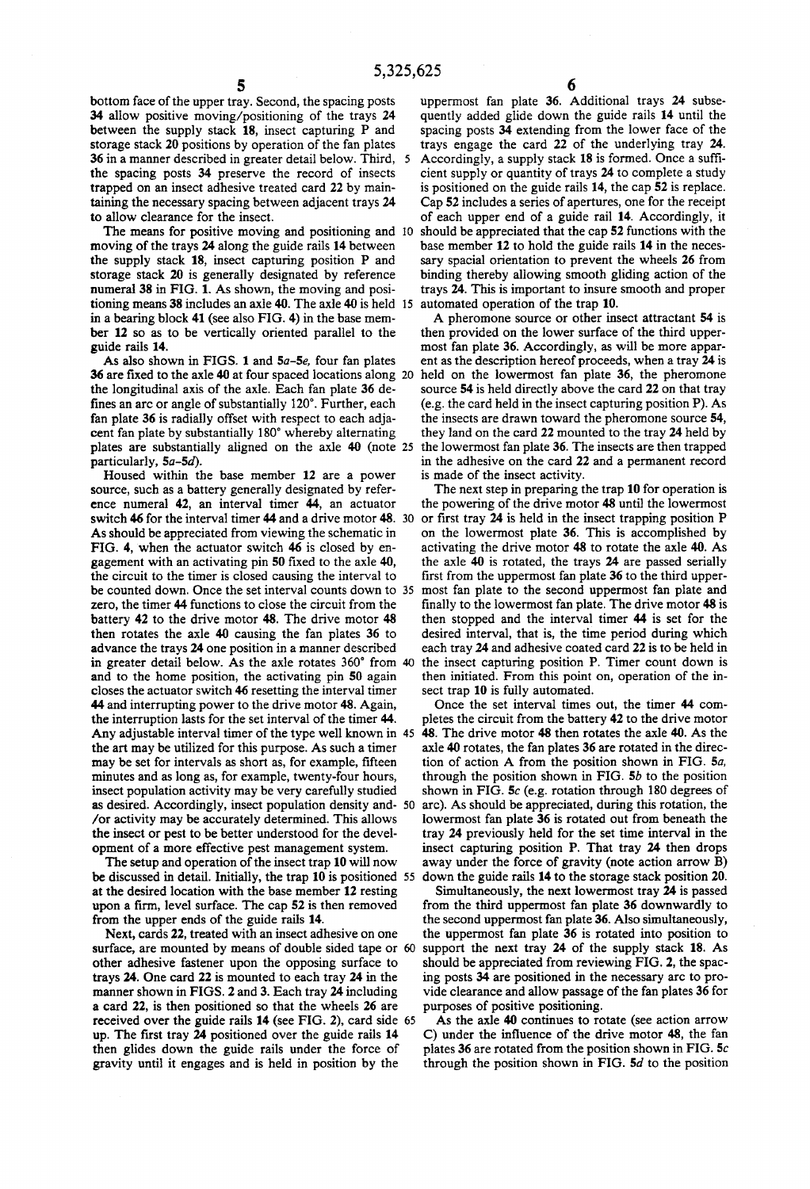bottom face of the upper tray. Second, the spacing posts 34 allow positive moving/positioning of the trays 24 between the supply stack 18, insect capturing P and storage stack 20 positions by operation of the fan plates 36 in a manner described in greater detail below. Third, the spacing posts 34 preserve the record of insects trapped on an insect adhesive treated card 22 by maintaining the necessary spacing between adjacent trays 24 to allow clearance for the insect.

The means for positive moving and positioning and moving of the trays 24 along the guide rails 14 between the supply stack 18, insect capturing position P and storage stack 20 is generally designated by reference numeral 38 in FIG. 1. As shown, the moving and positioning means 38 includes an axle 40. The axle 40 is held in a bearing block 41 (see also FIG. 4) in the base member 12 so as to be vertically oriented parallel to the guide rails 14.

As also shown in FIGS. 1 and 5*a*-5*e*, four fan plates 36 are fixed to the axle 40 at four spaced locations along the longitudinal axis of the axle. Each fan plate 36 defines an arc or angle of substantially 120°. Further, each fan plate 36 is radially offset with respect to each adjacent fan plate by substantially 180° whereby alternating plates are substantially aligned on the axle 40 (note particularly, 5*a*-5*d*).

Housed within the base member 12 are a power source, such as a battery generally designated by reference numeral 42, an interval timer 44, an actuator switch 46 for the interval timer 44 and a drive motor 48. As should be appreciated from viewing the schematic in FIG. 4, when the actuator switch 46 is closed by engagement with an activating pin 50 fixed to the axle 40, the circuit to the timer is closed causing the interval to be counted down. Once the set interval counts down to zero, the timer 44 functions to close the circuit from the battery 42 to the drive motor 48. The drive motor 48 then rotates the axle 40 causing the fan plates 36 to advance the trays 24 one position in a manner described in greater detail below. As the axle rotates 360° from and to the home position, the activating pin 50 again closes the actuator switch 46 resetting the interval timer 44 and interrupting power to the drive motor 48. Again, the interruption lasts for the set interval of the timer 44. Any adjustable interval timer of the type well known in the art may be utilized for this purpose. As such a timer may be set for intervals as short as, for example, fifteen minutes and as long as, for example, twenty-four hours, insect population activity may be very carefully studied as desired. Accordingly, insect population density and-/or activity may be accurately determined. This allows the insect or pest to be better understood for the development of a more effective pest management system.

The setup and operation of the insect trap 10 will now be discussed in detail. Initially, the trap 10 is positioned at the desired location with the base member 12 resting upon a firm, level surface. The cap 52 is then removed from the upper ends of the guide rails 14.

Next, cards 22, treated with an insect adhesive on one surface, are mounted by means of double sided tape or other adhesive fastener upon the opposing surface to trays 24. One card 22 is mounted to each tray 24 in the manner shown in FIGS. 2 and 3. Each tray 24 including a card 22, is then positioned so that the wheels 26 are received over the guide rails 14 (see FIG. 2), card side up. The first tray 24 positioned over the guide rails 14 then glides down the guide rails under the force of gravity until it engages and is held in position by the uppermost fan plate 36. Additional trays 24 subsequently added glide down the guide rails 14 until the spacing posts 34 extending from the lower face of the trays engage the card 22 of the underlying tray 24. Accordingly, a supply stack 18 is formed. Once a sufficient supply or quantity of trays 24 to complete a study is positioned on the guide rails 14, the cap 52 is replace. Cap 52 includes a series of apertures, one for the receipt of each upper end of a guide rail 14. Accordingly, it should be appreciated that the cap 52 functions with the base member 12 to hold the guide rails 14 in the necessary spacial orientation to prevent the wheels 26 from binding thereby allowing smooth gliding action of the trays 24. This is important to insure smooth and proper automated operation of the trap 10.

A pheromone source or other insect attractant 54 is then provided on the lower surface of the third uppermost fan plate 36. Accordingly, as will be more apparent as the description hereof proceeds, when a tray 24 is held on the lowermost fan plate 36, the pheromone source 54 is held directly above the card 22 on that tray (e.g. the card held in the insect capturing position P). As the insects are drawn toward the pheromone source 54, they land on the card 22 mounted to the tray 24 held by the lowermost fan plate 36. The insects are then trapped in the adhesive on the card 22 and a permanent record is made of the insect activity.

The next step in preparing the trap 10 for operation is the powering of the drive motor 48 until the lowermost or first tray 24 is held in the insect trapping position P on the lowermost plate 36. This is accomplished by activating the drive motor 48 to rotate the axle 40. As the axle 40 is rotated, the trays 24 are passed serially first from the uppermost fan plate 36 to the third uppermost fan plate to the second uppermost fan plate and finally to the lowermost fan plate. The drive motor 48 is then stopped and the interval timer 44 is set for the desired interval, that is, the time period during which each tray 24 and adhesive coated card 22 is to be held in the insect capturing position P. Timer count down is then initiated. From this point on, operation of the insect trap 10 is fully automated.

Once the set interval times out, the timer 44 completes the circuit from the battery 42 to the drive motor 48. The drive motor 48 then rotates the axle 40. As the axle 40 rotates, the fan plates 36 are rotated in the direction of action A from the position shown in FIG. 5*a*, through the position shown in FIG. 5*b* to the position shown in FIG. 5*c* (e.g. rotation through 180 degrees of arc). As should be appreciated, during this rotation, the lowermost fan plate 36 is rotated out from beneath the tray 24 previously held for the set time interval in the insect capturing position P. That tray 24 then drops away under the force of gravity (note action arrow B) down the guide rails 14 to the storage stack position 20.

Simultaneously, the next lowermost tray 24 is passed from the third uppermost fan plate 36 downwardly to the second uppermost fan plate 36. Also simultaneously, the uppermost fan plate 36 is rotated into position to support the next tray 24 of the supply stack 18. As should be appreciated from reviewing FIG. 2, the spacing posts 34 are positioned in the necessary arc to provide clearance and allow passage of the fan plates 36 for purposes of positive positioning.

As the axle 40 continues to rotate (see action arrow C) under the influence of the drive motor 48, the fan plates 36 are rotated from the position shown in FIG. 5*c* through the position shown in FIG. 5*d* to the position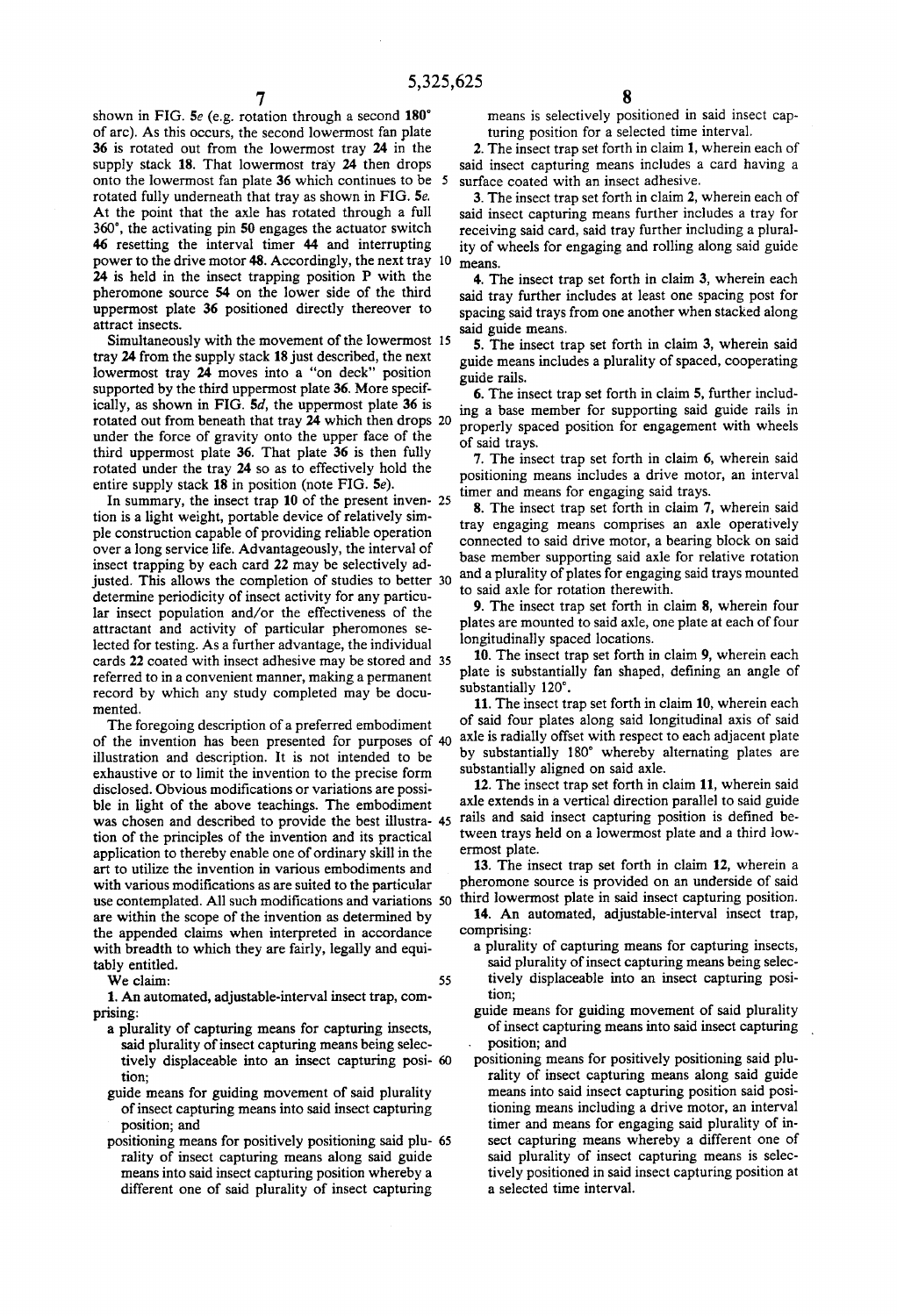shown in FIG. 5*e* (e.g. rotation through a second 180° of arc). As this occurs, the second lowermost fan plate **36** is rotated out from the lowermost tray **24** in the supply stack **18**. That lowermost tray **24** then drops onto the lowermost fan plate **36** which continues to be rotated fully underneath that tray as shown in FIG. 5*e*. At the point that the axle has rotated through a full 360°, the activating pin **50** engages the actuator switch **46** resetting the interval timer **44** and interrupting power to the drive motor **48**. Accordingly, the next tray **24** is held in the insect trapping position P with the pheromone source **54** on the lower side of the third uppermost plate **36** positioned directly thereover to attract insects.

Simultaneously with the movement of the lowermost tray **24** from the supply stack **18** just described, the next lowermost tray **24** moves into a "on deck" position supported by the third uppermost plate **36**. More specifically, as shown in FIG. 5*d*, the uppermost plate **36** is rotated out from beneath that tray **24** which then drops under the force of gravity onto the upper face of the third uppermost plate **36**. That plate **36** is then fully rotated under the tray **24** so as to effectively hold the entire supply stack **18** in position (note FIG. 5*e*).

In summary, the insect trap **10** of the present invention is a light weight, portable device of relatively simple construction capable of providing reliable operation over a long service life. Advantageously, the interval of insect trapping by each card **22** may be selectively adjusted. This allows the completion of studies to better determine periodicity of insect activity for any particular insect population and/or the effectiveness of the attractant and activity of particular pheromones selected for testing. As a further advantage, the individual cards **22** coated with insect adhesive may be stored and referred to in a convenient manner, making a permanent record by which any study completed may be documented.

The foregoing description of a preferred embodiment of the invention has been presented for purposes of illustration and description. It is not intended to be exhaustive or to limit the invention to the precise form disclosed. Obvious modifications or variations are possible in light of the above teachings. The embodiment was chosen and described to provide the best illustration of the principles of the invention and its practical application to thereby enable one of ordinary skill in the art to utilize the invention in various embodiments and with various modifications as are suited to the particular use contemplated. All such modifications and variations are within the scope of the invention as determined by the appended claims when interpreted in accordance with breadth to which they are fairly, legally and equitably entitled.

We claim:

**1.** An automated, adjustable-interval insect trap, comprising:

- a plurality of capturing means for capturing insects, said plurality of insect capturing means being selectively displaceable into an insect capturing position;
- guide means for guiding movement of said plurality of insect capturing means into said insect capturing position; and
- positioning means for positively positioning said plurality of insect capturing means along said guide means into said insect capturing position whereby a different one of said plurality of insect capturing means is selectively positioned in said insect capturing position for a selected time interval.

**2.** The insect trap set forth in claim **1**, wherein each of said insect capturing means includes a card having a surface coated with an insect adhesive.

**3.** The insect trap set forth in claim **2**, wherein each of said insect capturing means further includes a tray for receiving said card, said tray further including a plurality of wheels for engaging and rolling along said guide means.

**4.** The insect trap set forth in claim **3**, wherein each said tray further includes at least one spacing post for spacing said trays from one another when stacked along said guide means.

**5.** The insect trap set forth in claim **3**, wherein said guide means includes a plurality of spaced, cooperating guide rails.

**6.** The insect trap set forth in claim **5**, further including a base member for supporting said guide rails in properly spaced position for engagement with wheels of said trays.

**7.** The insect trap set forth in claim **6**, wherein said positioning means includes a drive motor, an interval timer and means for engaging said trays.

**8.** The insect trap set forth in claim **7**, wherein said tray engaging means comprises an axle operatively connected to said drive motor, a bearing block on said base member supporting said axle for relative rotation and a plurality of plates for engaging said trays mounted to said axle for rotation therewith.

**9.** The insect trap set forth in claim **8**, wherein four plates are mounted to said axle, one plate at each of four longitudinally spaced locations.

**10.** The insect trap set forth in claim **9**, wherein each plate is substantially fan shaped, defining an angle of substantially 120°.

**11.** The insect trap set forth in claim **10**, wherein each of said four plates along said longitudinal axis of said axle is radially offset with respect to each adjacent plate by substantially 180° whereby alternating plates are substantially aligned on said axle.

**12.** The insect trap set forth in claim **11**, wherein said axle extends in a vertical direction parallel to said guide rails and said insect capturing position is defined between trays held on a lowermost plate and a third lowermost plate.

**13.** The insect trap set forth in claim **12**, wherein a pheromone source is provided on an underside of said third lowermost plate in said insect capturing position.

**14.** An automated, adjustable-interval insect trap, comprising:

- a plurality of capturing means for capturing insects, said plurality of insect capturing means being selectively displaceable into an insect capturing position;
- guide means for guiding movement of said plurality of insect capturing means into said insect capturing position; and
- positioning means for positively positioning said plurality of insect capturing means along said guide means into said insect capturing position said positioning means including a drive motor, an interval timer and means for engaging said plurality of insect capturing means whereby a different one of said plurality of insect capturing means is selectively positioned in said insect capturing position at a selected time interval.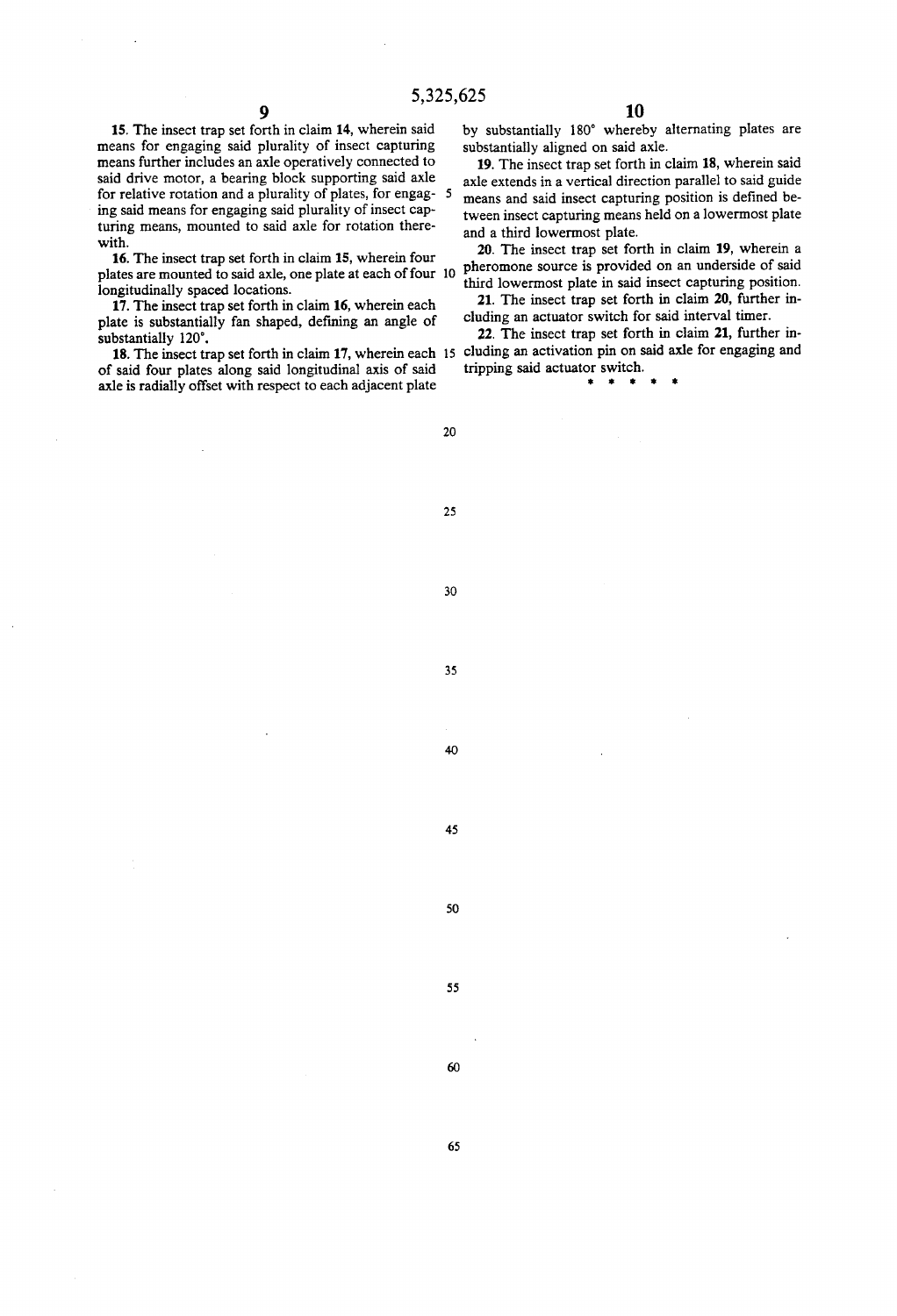**15.** The insect trap set forth in claim **14,** wherein said means for engaging said plurality of insect capturing means further includes an axle operatively connected to said drive motor, a bearing block supporting said axle for relative rotation and a plurality of plates, for engaging said means for engaging said plurality of insect capturing means, mounted to said axle for rotation therewith.

**16.** The insect trap set forth in claim **15,** wherein four plates are mounted to said axle, one plate at each of four longitudinally spaced locations.

**17.** The insect trap set forth in claim **16,** wherein each plate is substantially fan shaped, defining an angle of substantially 120°.

**18.** The insect trap set forth in claim **17,** wherein each of said four plates along said longitudinal axis of said axle is radially offset with respect to each adjacent plate by substantially 180° whereby alternating plates are substantially aligned on said axle.

**19.** The insect trap set forth in claim **18,** wherein said axle extends in a vertical direction parallel to said guide means and said insect capturing position is defined between insect capturing means held on a lowermost plate and a third lowermost plate.

**20.** The insect trap set forth in claim **19,** wherein a pheromone source is provided on an underside of said third lowermost plate in said insect capturing position.

**21.** The insect trap set forth in claim **20,** further including an actuator switch for said interval timer.

**22.** The insect trap set forth in claim **21,** further including an activation pin on said axle for engaging and tripping said actuator switch.

* * * * *